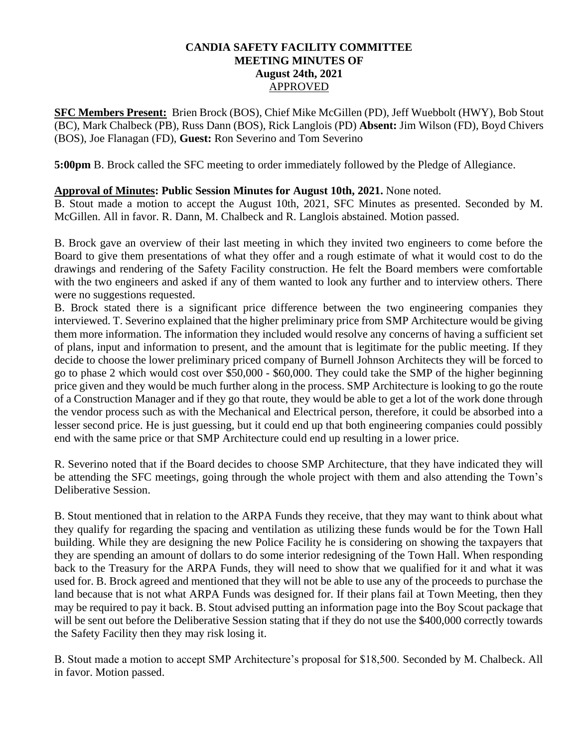# CANDIA SAFETY FACILITY COMMITTEE
# MEETING MINUTES OF
# August 24th, 2021
APPROVED

**SFC Members Present:** Brien Brock (BOS), Chief Mike McGillen (PD), Jeff Wuebbolt (HWY), Bob Stout (BC), Mark Chalbeck (PB), Russ Dann (BOS), Rick Langlois (PD) **Absent:** Jim Wilson (FD), Boyd Chivers (BOS), Joe Flanagan (FD), **Guest:** Ron Severino and Tom Severino

**5:00pm** B. Brock called the SFC meeting to order immediately followed by the Pledge of Allegiance.

**Approval of Minutes: Public Session Minutes for August 10th, 2021.** None noted.
B. Stout made a motion to accept the August 10th, 2021, SFC Minutes as presented. Seconded by M. McGillen. All in favor. R. Dann, M. Chalbeck and R. Langlois abstained. Motion passed.

B. Brock gave an overview of their last meeting in which they invited two engineers to come before the Board to give them presentations of what they offer and a rough estimate of what it would cost to do the drawings and rendering of the Safety Facility construction. He felt the Board members were comfortable with the two engineers and asked if any of them wanted to look any further and to interview others. There were no suggestions requested.
B. Brock stated there is a significant price difference between the two engineering companies they interviewed. T. Severino explained that the higher preliminary price from SMP Architecture would be giving them more information. The information they included would resolve any concerns of having a sufficient set of plans, input and information to present, and the amount that is legitimate for the public meeting. If they decide to choose the lower preliminary priced company of Burnell Johnson Architects they will be forced to go to phase 2 which would cost over $50,000 - $60,000. They could take the SMP of the higher beginning price given and they would be much further along in the process. SMP Architecture is looking to go the route of a Construction Manager and if they go that route, they would be able to get a lot of the work done through the vendor process such as with the Mechanical and Electrical person, therefore, it could be absorbed into a lesser second price. He is just guessing, but it could end up that both engineering companies could possibly end with the same price or that SMP Architecture could end up resulting in a lower price.

R. Severino noted that if the Board decides to choose SMP Architecture, that they have indicated they will be attending the SFC meetings, going through the whole project with them and also attending the Town's Deliberative Session.

B. Stout mentioned that in relation to the ARPA Funds they receive, that they may want to think about what they qualify for regarding the spacing and ventilation as utilizing these funds would be for the Town Hall building. While they are designing the new Police Facility he is considering on showing the taxpayers that they are spending an amount of dollars to do some interior redesigning of the Town Hall. When responding back to the Treasury for the ARPA Funds, they will need to show that we qualified for it and what it was used for. B. Brock agreed and mentioned that they will not be able to use any of the proceeds to purchase the land because that is not what ARPA Funds was designed for. If their plans fail at Town Meeting, then they may be required to pay it back. B. Stout advised putting an information page into the Boy Scout package that will be sent out before the Deliberative Session stating that if they do not use the $400,000 correctly towards the Safety Facility then they may risk losing it.

B. Stout made a motion to accept SMP Architecture's proposal for $18,500. Seconded by M. Chalbeck. All in favor. Motion passed.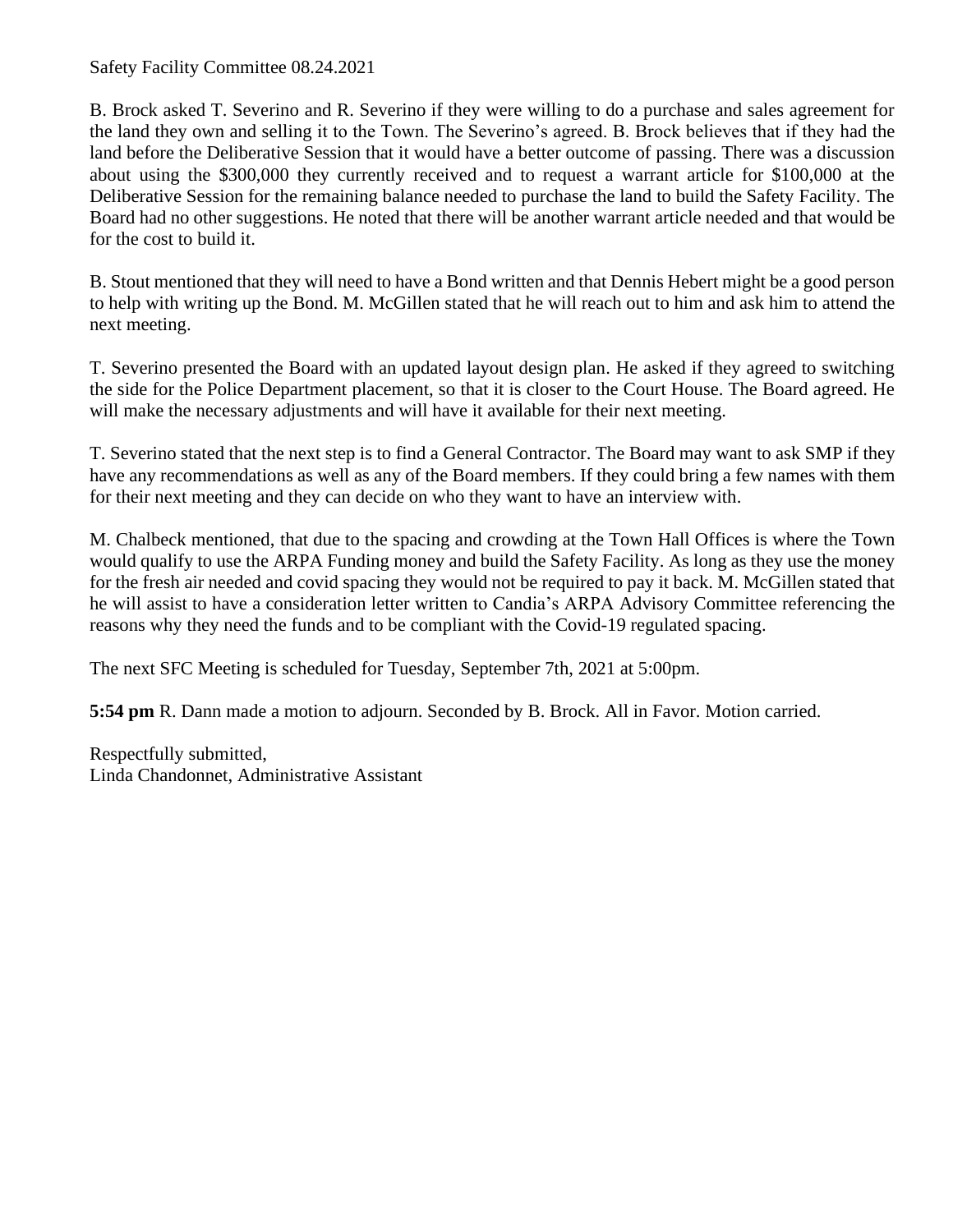Safety Facility Committee 08.24.2021

B. Brock asked T. Severino and R. Severino if they were willing to do a purchase and sales agreement for the land they own and selling it to the Town. The Severino's agreed. B. Brock believes that if they had the land before the Deliberative Session that it would have a better outcome of passing. There was a discussion about using the $300,000 they currently received and to request a warrant article for $100,000 at the Deliberative Session for the remaining balance needed to purchase the land to build the Safety Facility. The Board had no other suggestions. He noted that there will be another warrant article needed and that would be for the cost to build it.

B. Stout mentioned that they will need to have a Bond written and that Dennis Hebert might be a good person to help with writing up the Bond. M. McGillen stated that he will reach out to him and ask him to attend the next meeting.

T. Severino presented the Board with an updated layout design plan. He asked if they agreed to switching the side for the Police Department placement, so that it is closer to the Court House. The Board agreed. He will make the necessary adjustments and will have it available for their next meeting.

T. Severino stated that the next step is to find a General Contractor. The Board may want to ask SMP if they have any recommendations as well as any of the Board members. If they could bring a few names with them for their next meeting and they can decide on who they want to have an interview with.

M. Chalbeck mentioned, that due to the spacing and crowding at the Town Hall Offices is where the Town would qualify to use the ARPA Funding money and build the Safety Facility. As long as they use the money for the fresh air needed and covid spacing they would not be required to pay it back. M. McGillen stated that he will assist to have a consideration letter written to Candia's ARPA Advisory Committee referencing the reasons why they need the funds and to be compliant with the Covid-19 regulated spacing.

The next SFC Meeting is scheduled for Tuesday, September 7th, 2021 at 5:00pm.

**5:54 pm** R. Dann made a motion to adjourn. Seconded by B. Brock. All in Favor. Motion carried.

Respectfully submitted,
Linda Chandonnet, Administrative Assistant